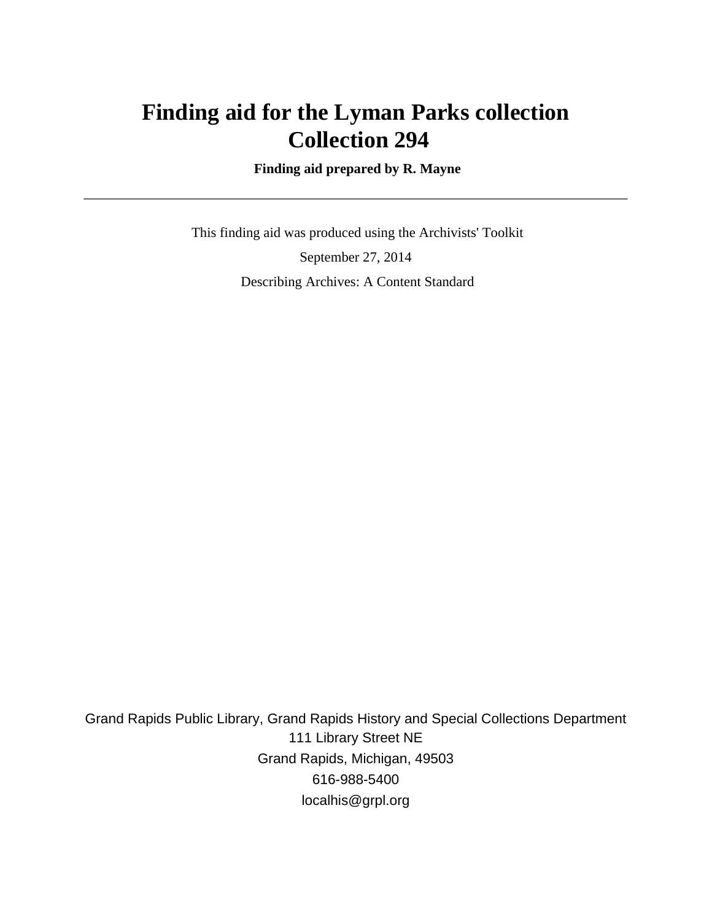# Finding aid for the Lyman Parks collection
# Collection 294

**Finding aid prepared by R. Mayne**

---

This finding aid was produced using the Archivists' Toolkit

September 27, 2014

Describing Archives: A Content Standard

Grand Rapids Public Library, Grand Rapids History and Special Collections Department
111 Library Street NE
Grand Rapids, Michigan, 49503
616-988-5400
localhis@grpl.org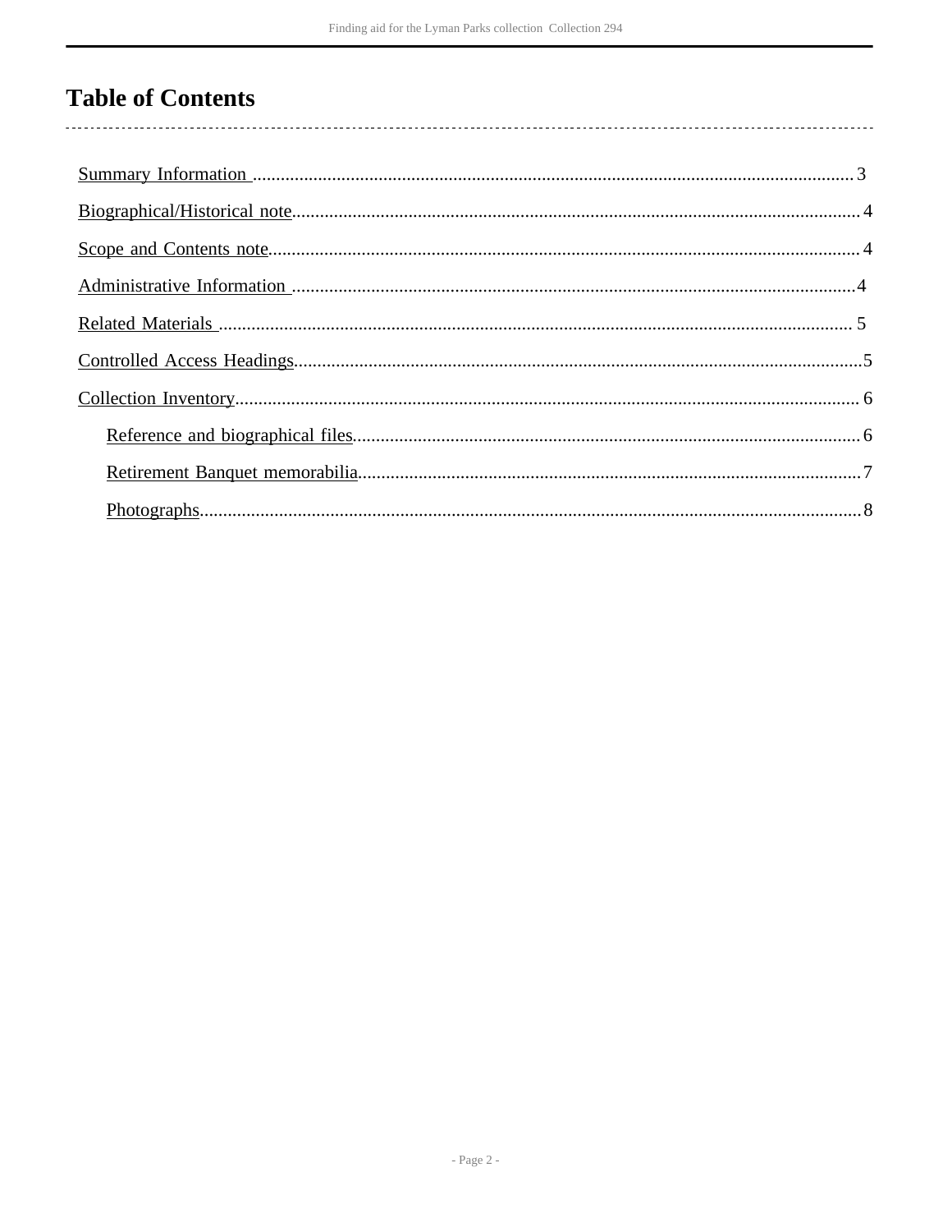# Table of Contents

- Summary Information ........................................ 3
- Biographical/Historical note ........................................ 4
- Scope and Contents note ........................................ 4
- Administrative Information ........................................ 4
- Related Materials ........................................ 5
- Controlled Access Headings ........................................ 5
- Collection Inventory ........................................ 6
  - Reference and biographical files ........................................ 6
  - Retirement Banquet memorabilia ........................................ 7
  - Photographs ........................................ 8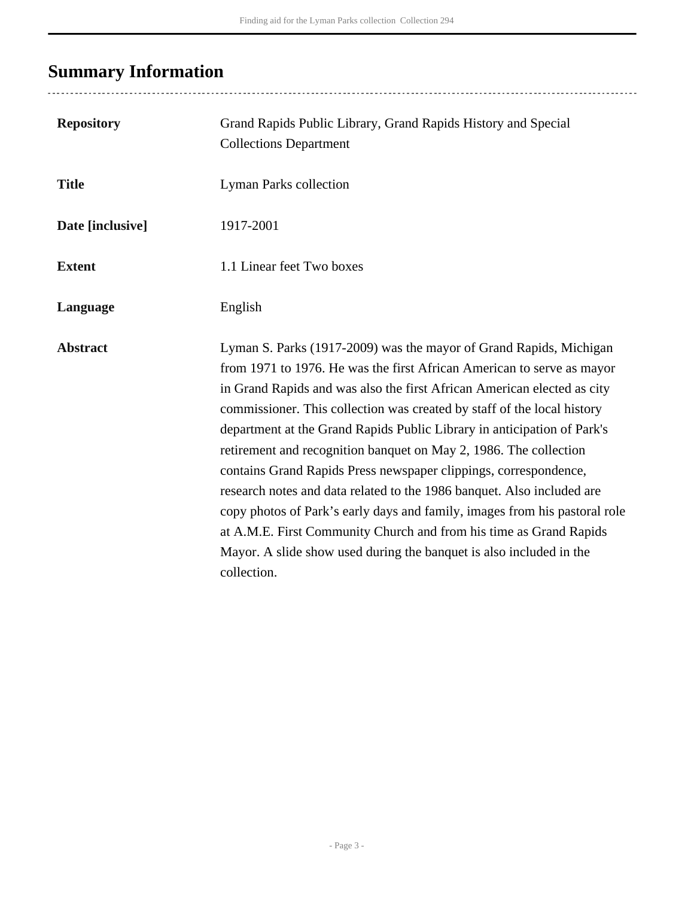## Summary Information

| | |
|---|---|
| **Repository** | Grand Rapids Public Library, Grand Rapids History and Special Collections Department |
| **Title** | Lyman Parks collection |
| **Date [inclusive]** | 1917-2001 |
| **Extent** | 1.1 Linear feet Two boxes |
| **Language** | English |
| **Abstract** | Lyman S. Parks (1917-2009) was the mayor of Grand Rapids, Michigan from 1971 to 1976. He was the first African American to serve as mayor in Grand Rapids and was also the first African American elected as city commissioner. This collection was created by staff of the local history department at the Grand Rapids Public Library in anticipation of Park's retirement and recognition banquet on May 2, 1986. The collection contains Grand Rapids Press newspaper clippings, correspondence, research notes and data related to the 1986 banquet. Also included are copy photos of Park's early days and family, images from his pastoral role at A.M.E. First Community Church and from his time as Grand Rapids Mayor. A slide show used during the banquet is also included in the collection. |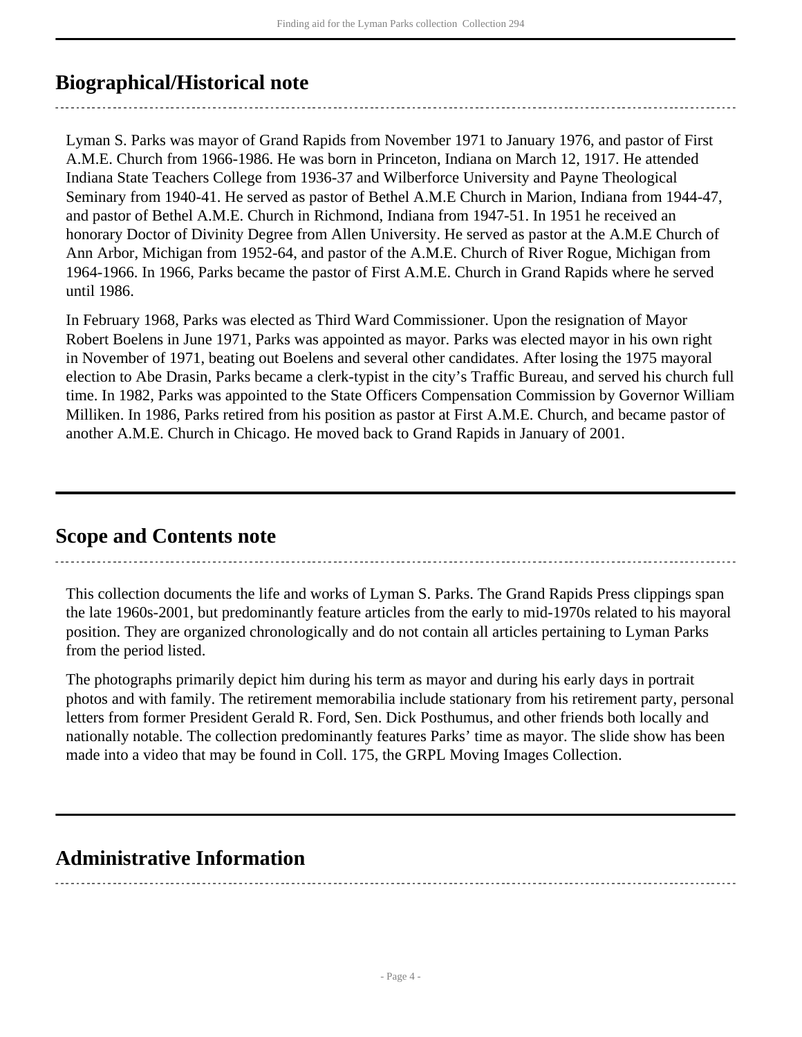## Biographical/Historical note

Lyman S. Parks was mayor of Grand Rapids from November 1971 to January 1976, and pastor of First A.M.E. Church from 1966-1986. He was born in Princeton, Indiana on March 12, 1917. He attended Indiana State Teachers College from 1936-37 and Wilberforce University and Payne Theological Seminary from 1940-41. He served as pastor of Bethel A.M.E Church in Marion, Indiana from 1944-47, and pastor of Bethel A.M.E. Church in Richmond, Indiana from 1947-51. In 1951 he received an honorary Doctor of Divinity Degree from Allen University. He served as pastor at the A.M.E Church of Ann Arbor, Michigan from 1952-64, and pastor of the A.M.E. Church of River Rogue, Michigan from 1964-1966. In 1966, Parks became the pastor of First A.M.E. Church in Grand Rapids where he served until 1986.

In February 1968, Parks was elected as Third Ward Commissioner. Upon the resignation of Mayor Robert Boelens in June 1971, Parks was appointed as mayor. Parks was elected mayor in his own right in November of 1971, beating out Boelens and several other candidates. After losing the 1975 mayoral election to Abe Drasin, Parks became a clerk-typist in the city's Traffic Bureau, and served his church full time. In 1982, Parks was appointed to the State Officers Compensation Commission by Governor William Milliken. In 1986, Parks retired from his position as pastor at First A.M.E. Church, and became pastor of another A.M.E. Church in Chicago. He moved back to Grand Rapids in January of 2001.

## Scope and Contents note

This collection documents the life and works of Lyman S. Parks. The Grand Rapids Press clippings span the late 1960s-2001, but predominantly feature articles from the early to mid-1970s related to his mayoral position. They are organized chronologically and do not contain all articles pertaining to Lyman Parks from the period listed.

The photographs primarily depict him during his term as mayor and during his early days in portrait photos and with family. The retirement memorabilia include stationary from his retirement party, personal letters from former President Gerald R. Ford, Sen. Dick Posthumus, and other friends both locally and nationally notable. The collection predominantly features Parks' time as mayor. The slide show has been made into a video that may be found in Coll. 175, the GRPL Moving Images Collection.

## Administrative Information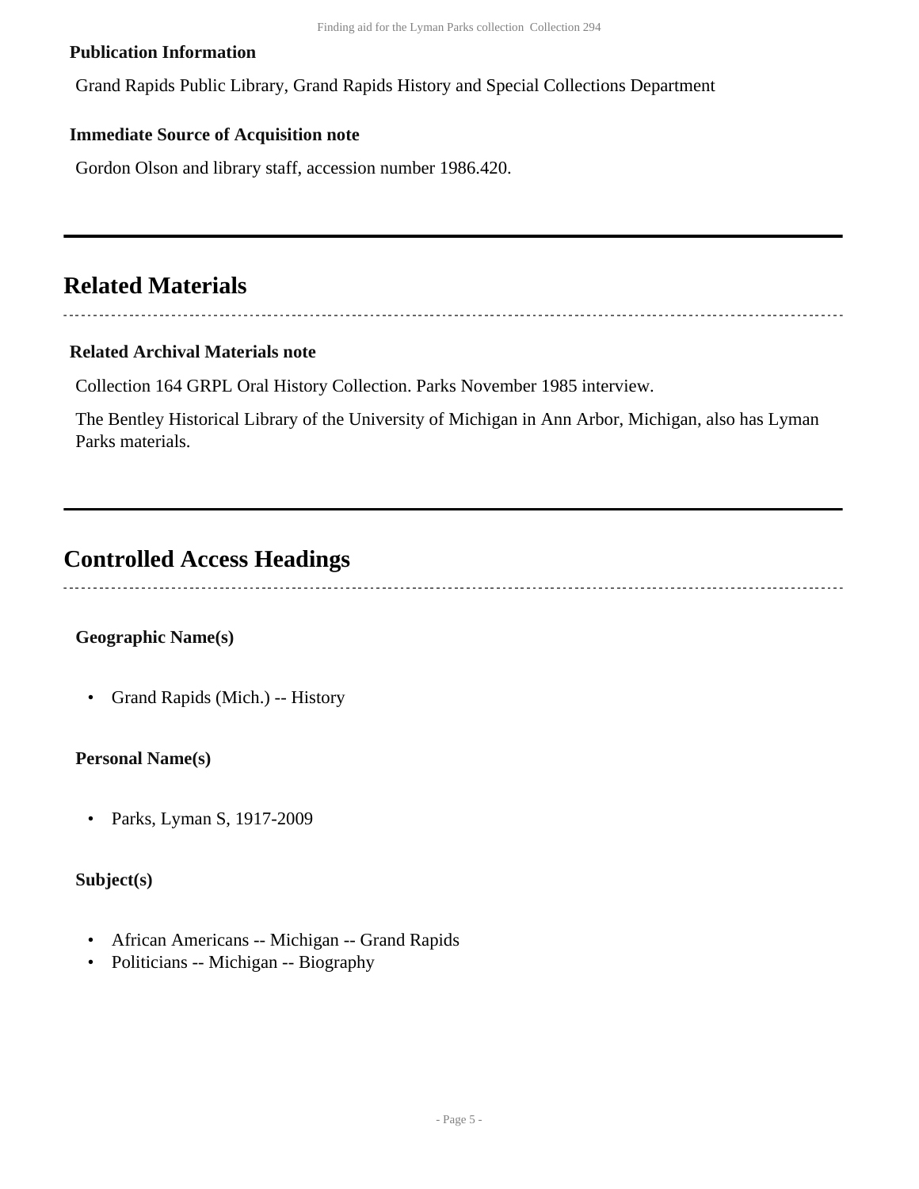**Publication Information**

Grand Rapids Public Library, Grand Rapids History and Special Collections Department

**Immediate Source of Acquisition note**

Gordon Olson and library staff, accession number 1986.420.

## Related Materials

**Related Archival Materials note**

Collection 164 GRPL Oral History Collection. Parks November 1985 interview.

The Bentley Historical Library of the University of Michigan in Ann Arbor, Michigan, also has Lyman Parks materials.

## Controlled Access Headings

**Geographic Name(s)**

- Grand Rapids (Mich.) -- History

**Personal Name(s)**

- Parks, Lyman S, 1917-2009

**Subject(s)**

- African Americans -- Michigan -- Grand Rapids
- Politicians -- Michigan -- Biography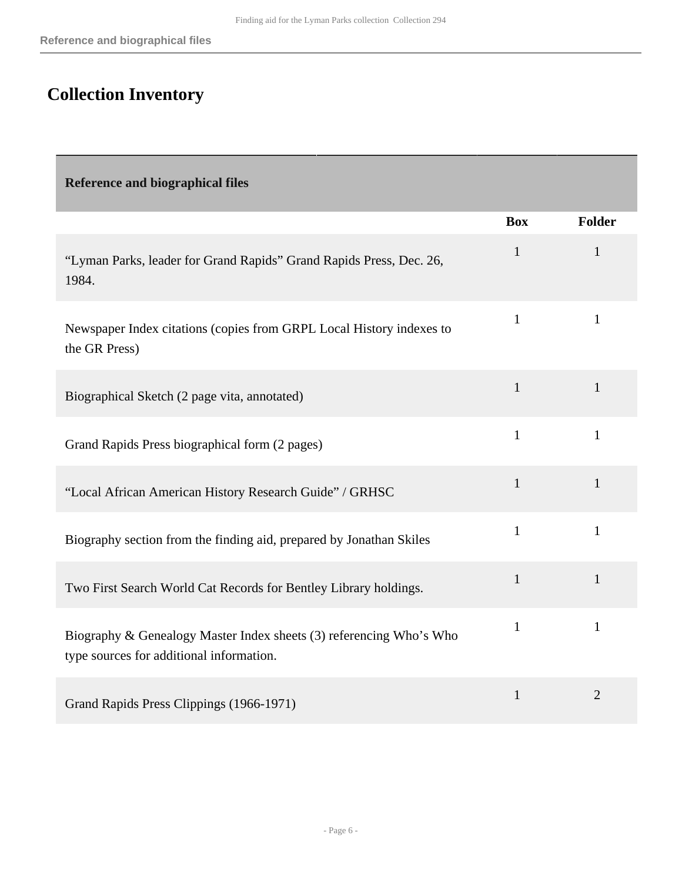## Collection Inventory

| Reference and biographical files | | |
|---|---|---|
| | **Box** | **Folder** |
| "Lyman Parks, leader for Grand Rapids" Grand Rapids Press, Dec. 26, 1984. | 1 | 1 |
| Newspaper Index citations (copies from GRPL Local History indexes to the GR Press) | 1 | 1 |
| Biographical Sketch (2 page vita, annotated) | 1 | 1 |
| Grand Rapids Press biographical form (2 pages) | 1 | 1 |
| "Local African American History Research Guide" / GRHSC | 1 | 1 |
| Biography section from the finding aid, prepared by Jonathan Skiles | 1 | 1 |
| Two First Search World Cat Records for Bentley Library holdings. | 1 | 1 |
| Biography & Genealogy Master Index sheets (3) referencing Who's Who type sources for additional information. | 1 | 1 |
| Grand Rapids Press Clippings (1966-1971) | 1 | 2 |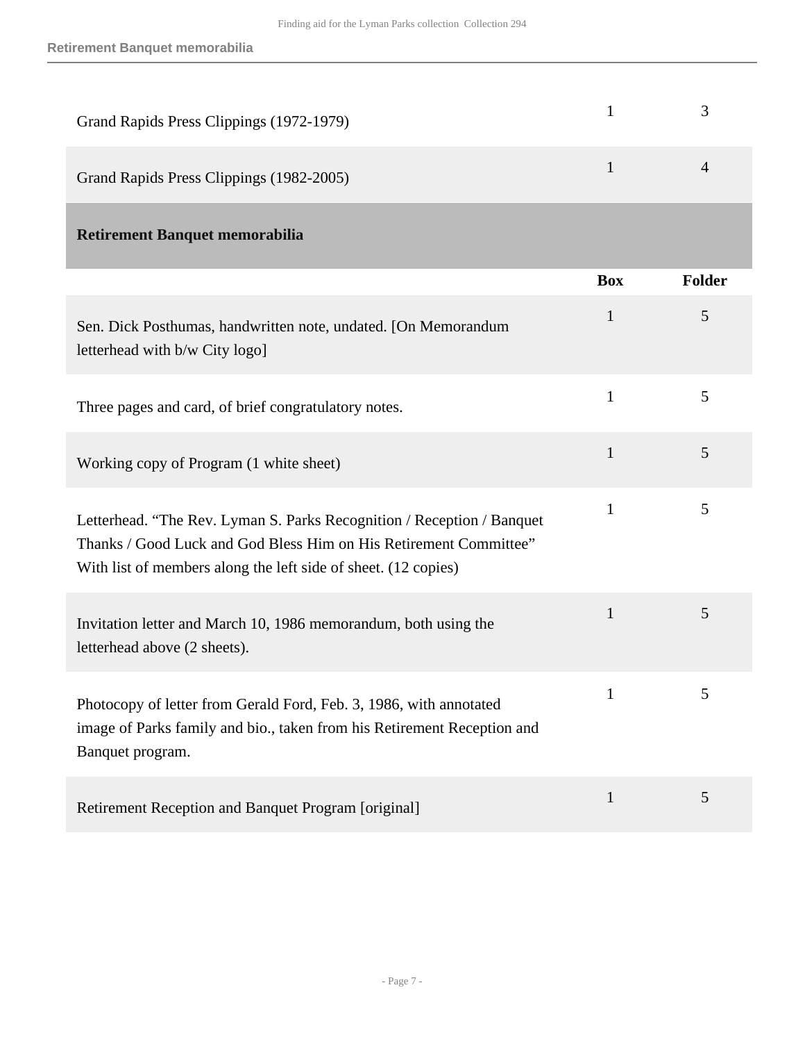| | Box | Folder |
|---|---|---|
| Grand Rapids Press Clippings (1972-1979) | 1 | 3 |
| Grand Rapids Press Clippings (1982-2005) | 1 | 4 |

## Retirement Banquet memorabilia

| | Box | Folder |
|---|---|---|
| Sen. Dick Posthumas, handwritten note, undated. [On Memorandum letterhead with b/w City logo] | 1 | 5 |
| Three pages and card, of brief congratulatory notes. | 1 | 5 |
| Working copy of Program (1 white sheet) | 1 | 5 |
| Letterhead. "The Rev. Lyman S. Parks Recognition / Reception / Banquet Thanks / Good Luck and God Bless Him on His Retirement Committee" With list of members along the left side of sheet. (12 copies) | 1 | 5 |
| Invitation letter and March 10, 1986 memorandum, both using the letterhead above (2 sheets). | 1 | 5 |
| Photocopy of letter from Gerald Ford, Feb. 3, 1986, with annotated image of Parks family and bio., taken from his Retirement Reception and Banquet program. | 1 | 5 |
| Retirement Reception and Banquet Program [original] | 1 | 5 |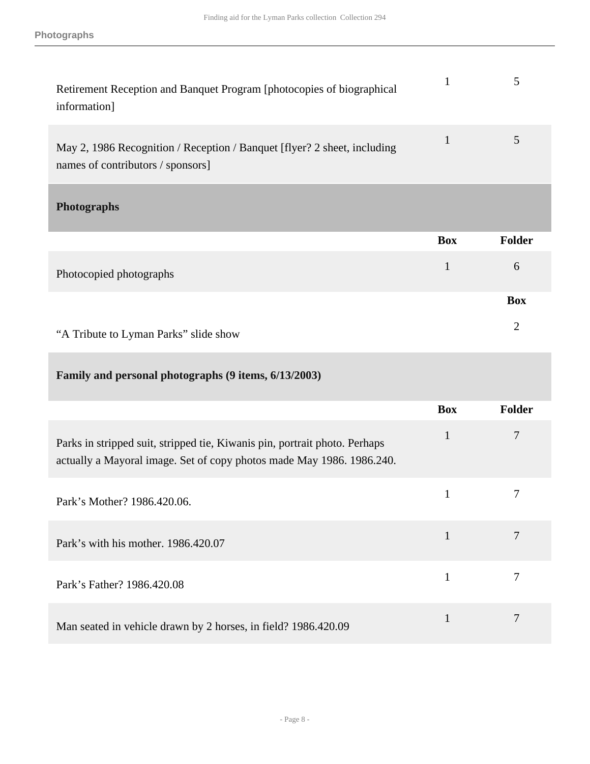| | Box | Folder |
|---|---|---|
| Retirement Reception and Banquet Program [photocopies of biographical information] | 1 | 5 |
| May 2, 1986 Recognition / Reception / Banquet [flyer? 2 sheet, including names of contributors / sponsors] | 1 | 5 |

## Photographs

| | Box | Folder |
|---|---|---|
| Photocopied photographs | 1 | 6 |

| | Box |
|---|---|
| “A Tribute to Lyman Parks” slide show | 2 |

### Family and personal photographs (9 items, 6/13/2003)

| | Box | Folder |
|---|---|---|
| Parks in stripped suit, stripped tie, Kiwanis pin, portrait photo. Perhaps actually a Mayoral image. Set of copy photos made May 1986. 1986.240. | 1 | 7 |
| Park’s Mother? 1986.420.06. | 1 | 7 |
| Park’s with his mother. 1986.420.07 | 1 | 7 |
| Park’s Father? 1986.420.08 | 1 | 7 |
| Man seated in vehicle drawn by 2 horses, in field? 1986.420.09 | 1 | 7 |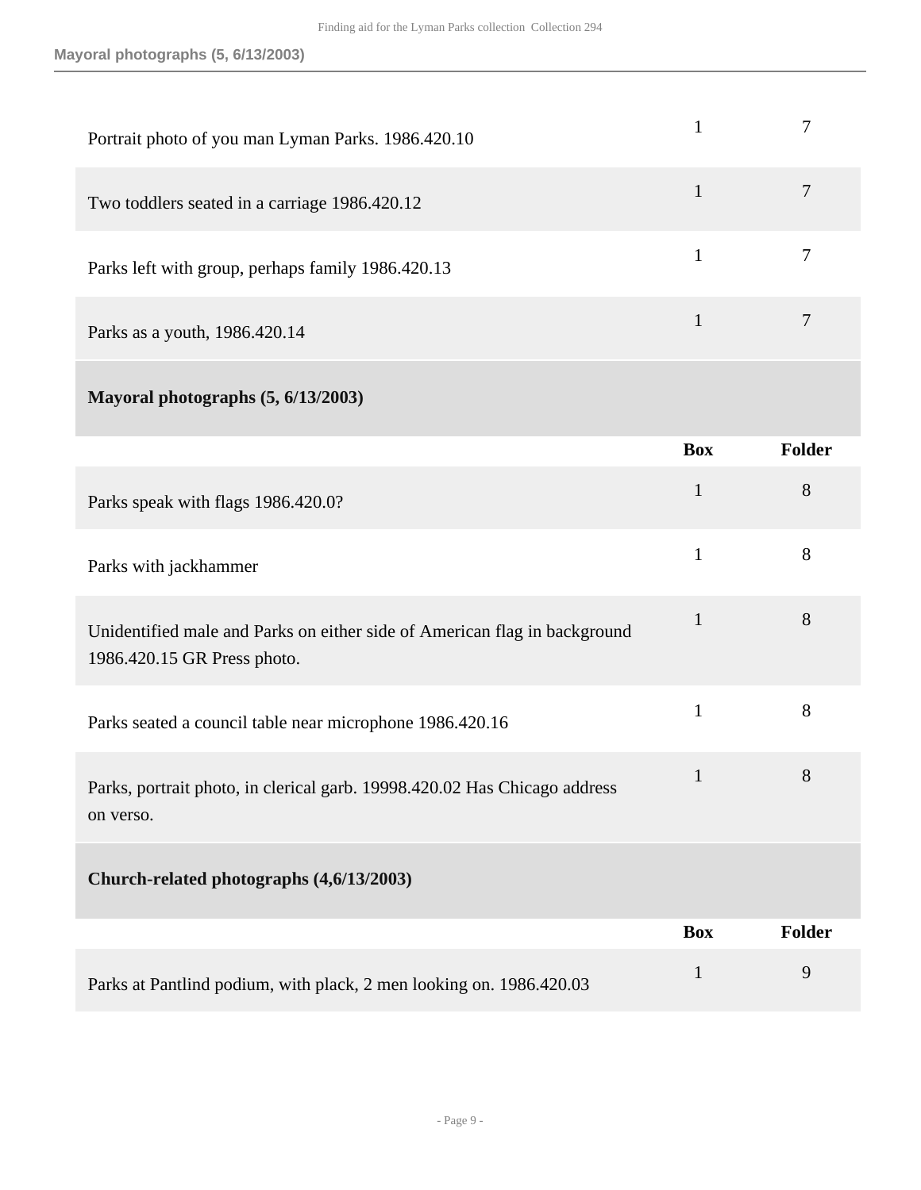| | Box | Folder |
|---|---|---|
| Portrait photo of you man Lyman Parks. 1986.420.10 | 1 | 7 |
| Two toddlers seated in a carriage 1986.420.12 | 1 | 7 |
| Parks left with group, perhaps family 1986.420.13 | 1 | 7 |
| Parks as a youth, 1986.420.14 | 1 | 7 |

### Mayoral photographs (5, 6/13/2003)

| | Box | Folder |
|---|---|---|
| Parks speak with flags 1986.420.0? | 1 | 8 |
| Parks with jackhammer | 1 | 8 |
| Unidentified male and Parks on either side of American flag in background 1986.420.15 GR Press photo. | 1 | 8 |
| Parks seated a council table near microphone 1986.420.16 | 1 | 8 |
| Parks, portrait photo, in clerical garb. 19998.420.02 Has Chicago address on verso. | 1 | 8 |

### Church-related photographs (4,6/13/2003)

| | Box | Folder |
|---|---|---|
| Parks at Pantlind podium, with plack, 2 men looking on. 1986.420.03 | 1 | 9 |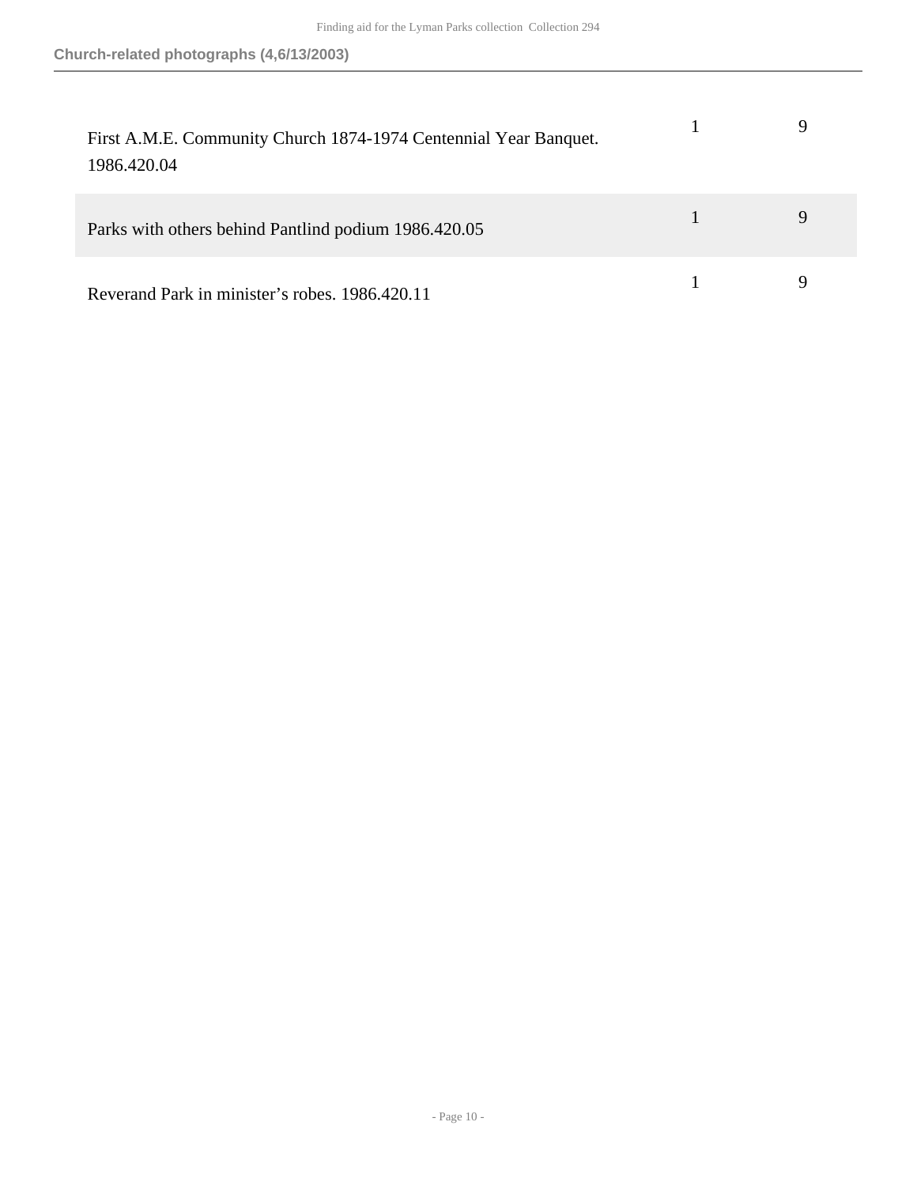| | | |
|---|---|---|
| First A.M.E. Community Church 1874-1974 Centennial Year Banquet. 1986.420.04 | 1 | 9 |
| Parks with others behind Pantlind podium 1986.420.05 | 1 | 9 |
| Reverand Park in minister’s robes. 1986.420.11 | 1 | 9 |